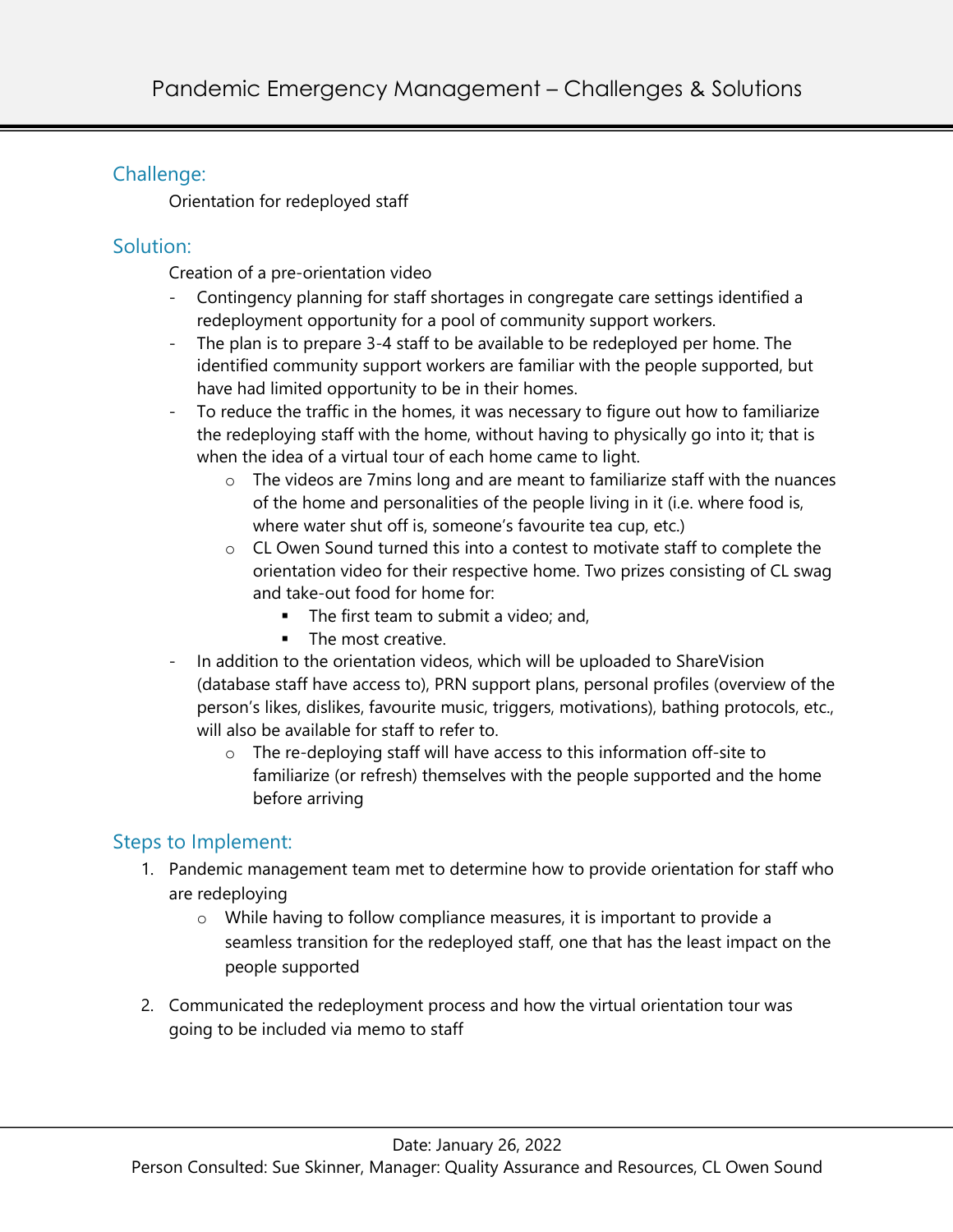# Pandemic Emergency Management – Challenges & Solutions

## Challenge:

Orientation for redeployed staff

## Solution:

Creation of a pre-orientation video

- Contingency planning for staff shortages in congregate care settings identified a redeployment opportunity for a pool of community support workers.
- The plan is to prepare 3-4 staff to be available to be redeployed per home. The identified community support workers are familiar with the people supported, but have had limited opportunity to be in their homes.
- To reduce the traffic in the homes, it was necessary to figure out how to familiarize the redeploying staff with the home, without having to physically go into it; that is when the idea of a virtual tour of each home came to light.
  - The videos are 7mins long and are meant to familiarize staff with the nuances of the home and personalities of the people living in it (i.e. where food is, where water shut off is, someone's favourite tea cup, etc.)
  - CL Owen Sound turned this into a contest to motivate staff to complete the orientation video for their respective home. Two prizes consisting of CL swag and take-out food for home for:
    - The first team to submit a video; and,
    - The most creative.
- In addition to the orientation videos, which will be uploaded to ShareVision (database staff have access to), PRN support plans, personal profiles (overview of the person's likes, dislikes, favourite music, triggers, motivations), bathing protocols, etc., will also be available for staff to refer to.
  - The re-deploying staff will have access to this information off-site to familiarize (or refresh) themselves with the people supported and the home before arriving

## Steps to Implement:

1. Pandemic management team met to determine how to provide orientation for staff who are redeploying
   - While having to follow compliance measures, it is important to provide a seamless transition for the redeployed staff, one that has the least impact on the people supported
2. Communicated the redeployment process and how the virtual orientation tour was going to be included via memo to staff

Date: January 26, 2022
Person Consulted: Sue Skinner, Manager: Quality Assurance and Resources, CL Owen Sound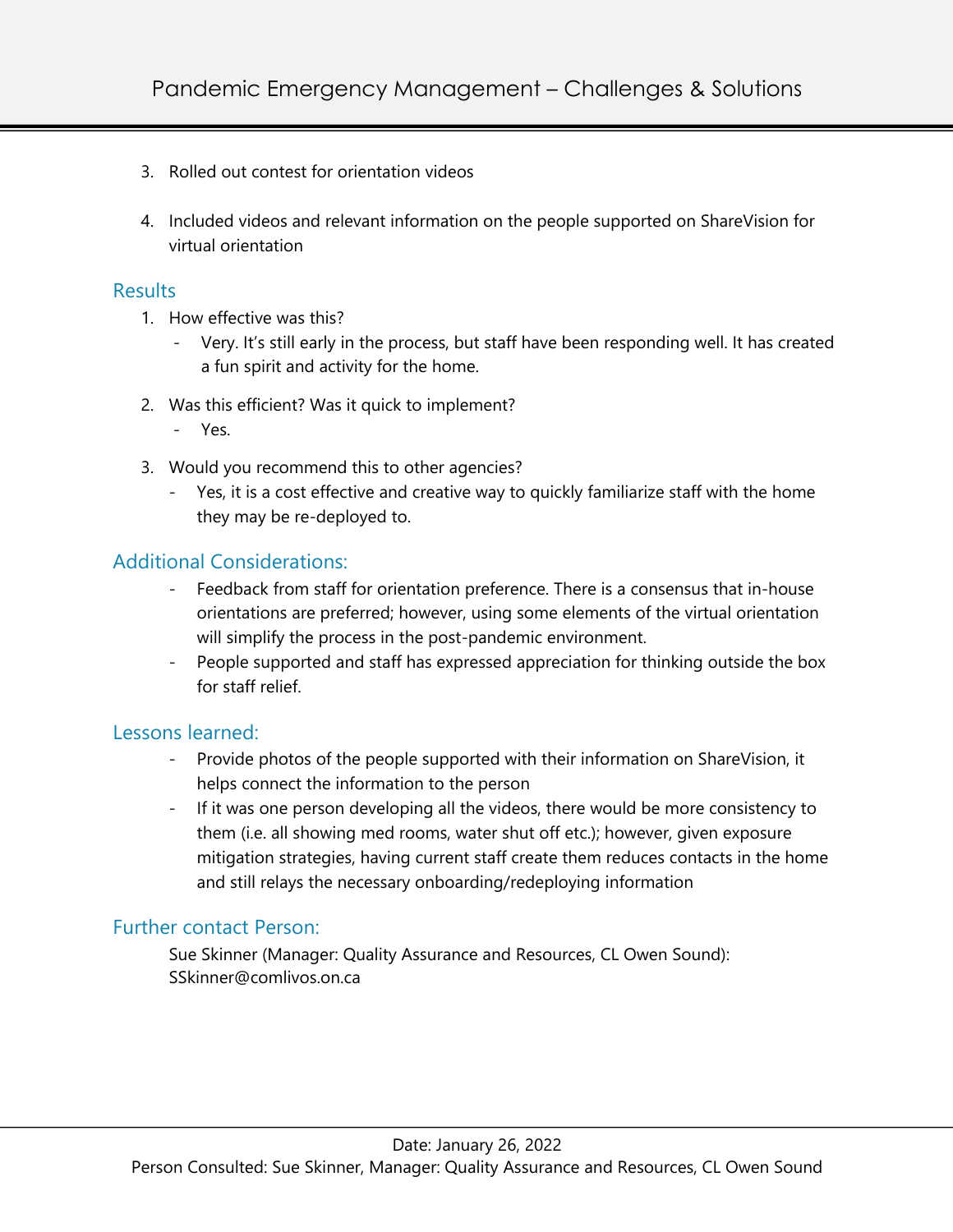3. Rolled out contest for orientation videos

4. Included videos and relevant information on the people supported on ShareVision for virtual orientation

## Results

1. How effective was this?
   - Very. It's still early in the process, but staff have been responding well. It has created a fun spirit and activity for the home.

2. Was this efficient? Was it quick to implement?
   - Yes.

3. Would you recommend this to other agencies?
   - Yes, it is a cost effective and creative way to quickly familiarize staff with the home they may be re-deployed to.

## Additional Considerations:

- Feedback from staff for orientation preference. There is a consensus that in-house orientations are preferred; however, using some elements of the virtual orientation will simplify the process in the post-pandemic environment.
- People supported and staff has expressed appreciation for thinking outside the box for staff relief.

## Lessons learned:

- Provide photos of the people supported with their information on ShareVision, it helps connect the information to the person
- If it was one person developing all the videos, there would be more consistency to them (i.e. all showing med rooms, water shut off etc.); however, given exposure mitigation strategies, having current staff create them reduces contacts in the home and still relays the necessary onboarding/redeploying information

## Further contact Person:

Sue Skinner (Manager: Quality Assurance and Resources, CL Owen Sound): SSkinner@comlivos.on.ca